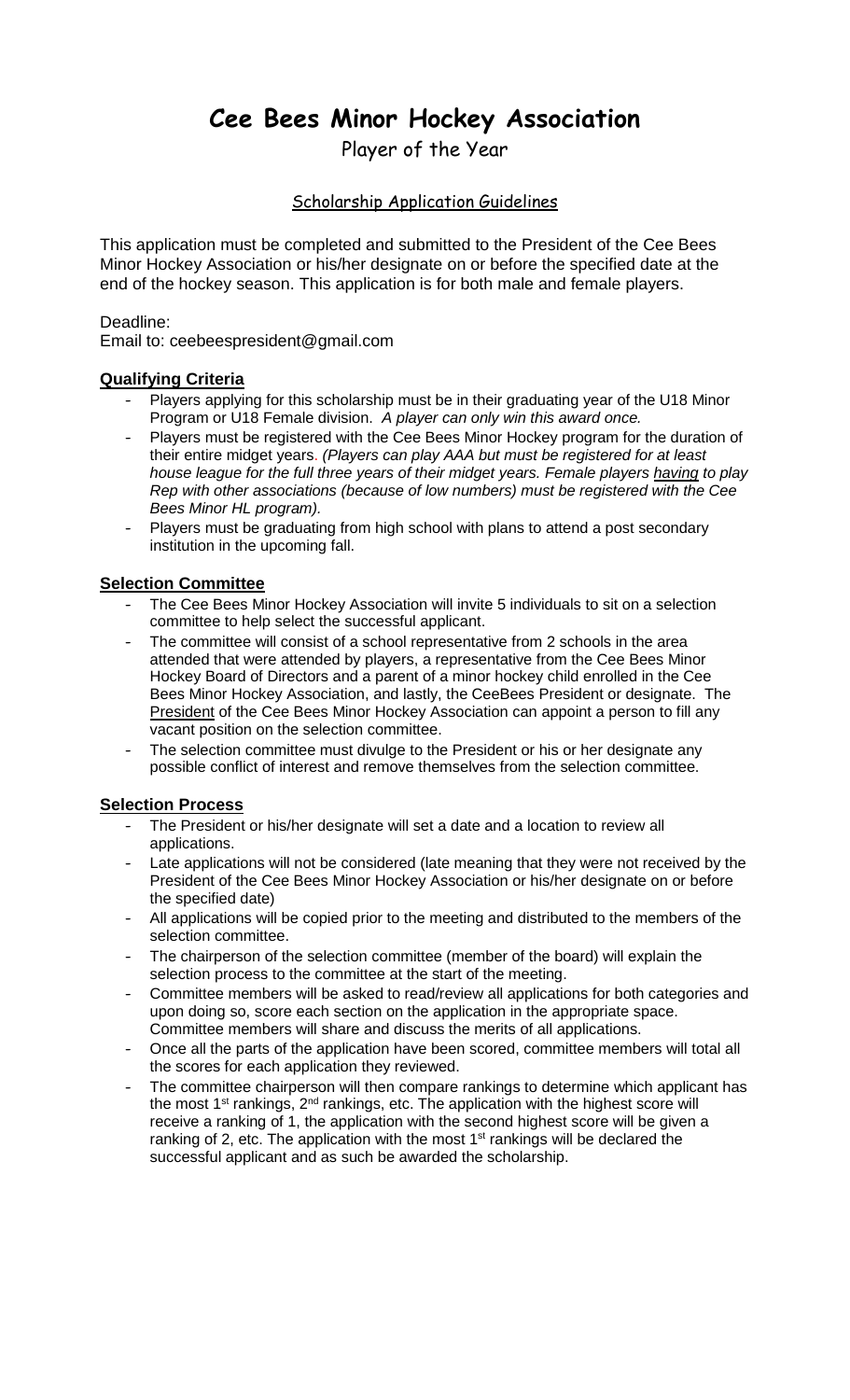# Cee Bees Minor Hockey Association

## Player of the Year

### Scholarship Application Guidelines

This application must be completed and submitted to the President of the Cee Bees Minor Hockey Association or his/her designate on or before the specified date at the end of the hockey season. This application is for both male and female players.

Deadline:
Email to: ceebeespresident@gmail.com

**Qualifying Criteria**

- Players applying for this scholarship must be in their graduating year of the U18 Minor Program or U18 Female division. *A player can only win this award once.*
- Players must be registered with the Cee Bees Minor Hockey program for the duration of their entire midget years. *(Players can play AAA but must be registered for at least house league for the full three years of their midget years. Female players having to play Rep with other associations (because of low numbers) must be registered with the Cee Bees Minor HL program).*
- Players must be graduating from high school with plans to attend a post secondary institution in the upcoming fall.

**Selection Committee**

- The Cee Bees Minor Hockey Association will invite 5 individuals to sit on a selection committee to help select the successful applicant.
- The committee will consist of a school representative from 2 schools in the area attended that were attended by players, a representative from the Cee Bees Minor Hockey Board of Directors and a parent of a minor hockey child enrolled in the Cee Bees Minor Hockey Association, and lastly, the CeeBees President or designate. The President of the Cee Bees Minor Hockey Association can appoint a person to fill any vacant position on the selection committee.
- The selection committee must divulge to the President or his or her designate any possible conflict of interest and remove themselves from the selection committee.

**Selection Process**

- The President or his/her designate will set a date and a location to review all applications.
- Late applications will not be considered (late meaning that they were not received by the President of the Cee Bees Minor Hockey Association or his/her designate on or before the specified date)
- All applications will be copied prior to the meeting and distributed to the members of the selection committee.
- The chairperson of the selection committee (member of the board) will explain the selection process to the committee at the start of the meeting.
- Committee members will be asked to read/review all applications for both categories and upon doing so, score each section on the application in the appropriate space. Committee members will share and discuss the merits of all applications.
- Once all the parts of the application have been scored, committee members will total all the scores for each application they reviewed.
- The committee chairperson will then compare rankings to determine which applicant has the most 1st rankings, 2nd rankings, etc. The application with the highest score will receive a ranking of 1, the application with the second highest score will be given a ranking of 2, etc. The application with the most 1st rankings will be declared the successful applicant and as such be awarded the scholarship.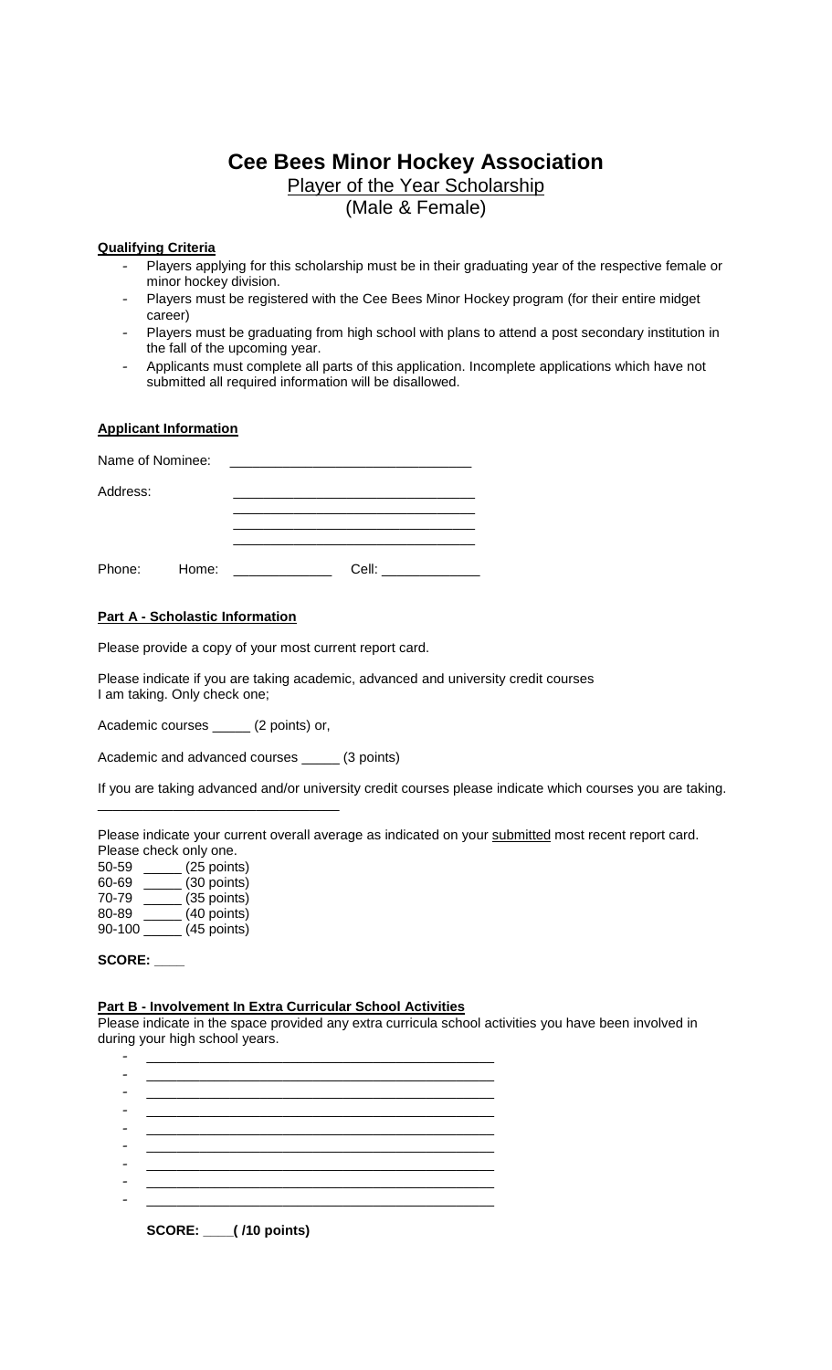# Cee Bees Minor Hockey Association

Player of the Year Scholarship

(Male & Female)

**Qualifying Criteria**

- Players applying for this scholarship must be in their graduating year of the respective female or minor hockey division.
- Players must be registered with the Cee Bees Minor Hockey program (for their entire midget career)
- Players must be graduating from high school with plans to attend a post secondary institution in the fall of the upcoming year.
- Applicants must complete all parts of this application. Incomplete applications which have not submitted all required information will be disallowed.

**Applicant Information**

Name of Nominee: _______________________________

Address: _______________________________

_______________________________

_______________________________

Phone: Home: _____________ Cell: _____________

**Part A - Scholastic Information**

Please provide a copy of your most current report card.

Please indicate if you are taking academic, advanced and university credit courses
I am taking. Only check one;

Academic courses _____ (2 points) or,

Academic and advanced courses _____ (3 points)

If you are taking advanced and/or university credit courses please indicate which courses you are taking.

_______________________________

Please indicate your current overall average as indicated on your submitted most recent report card.
Please check only one.

50-59 _____ (25 points)
60-69 _____ (30 points)
70-79 _____ (35 points)
80-89 _____ (40 points)
90-100 _____ (45 points)

**SCORE: ____**

**Part B - Involvement In Extra Curricular School Activities**

Please indicate in the space provided any extra curricula school activities you have been involved in during your high school years.

- _____________________________________________
- _____________________________________________
- _____________________________________________
- _____________________________________________
- _____________________________________________
- _____________________________________________
- _____________________________________________
- _____________________________________________
- _____________________________________________

**SCORE: ____( /10 points)**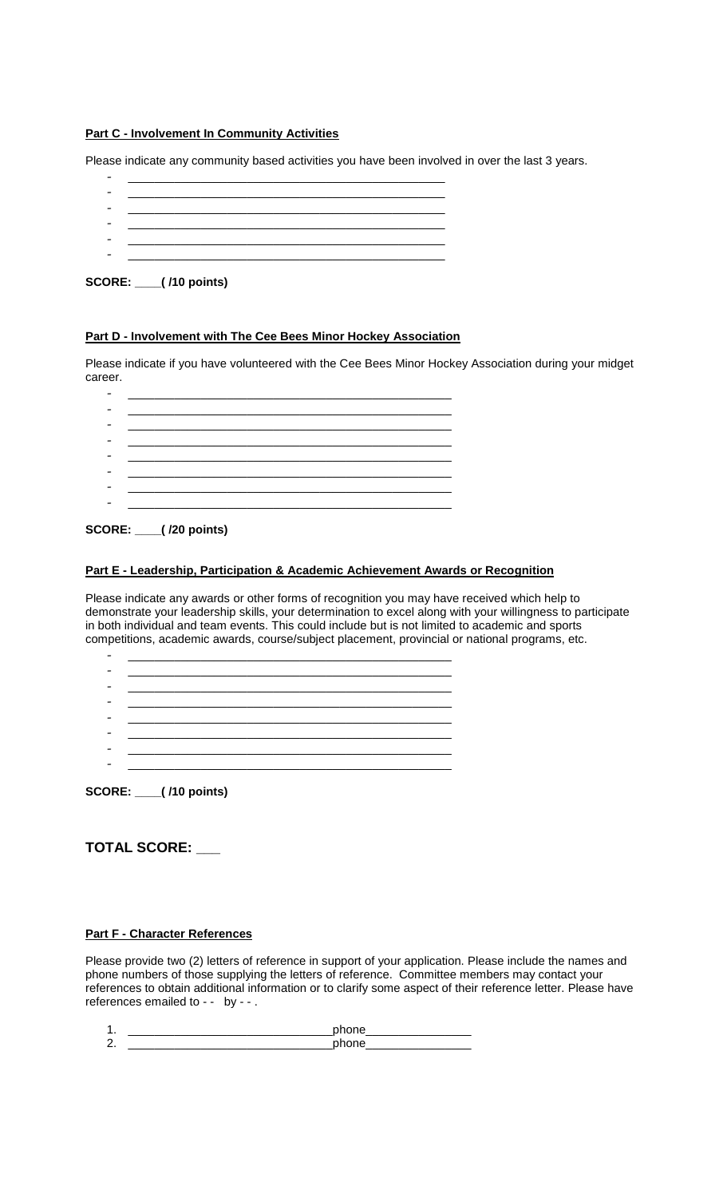**Part C - Involvement In Community Activities**

Please indicate any community based activities you have been involved in over the last 3 years.

- \_\_\_\_\_\_\_\_\_\_\_\_\_\_\_\_\_\_\_\_\_\_\_\_\_\_\_\_\_\_\_\_\_\_\_\_\_\_\_\_\_\_\_\_
- \_\_\_\_\_\_\_\_\_\_\_\_\_\_\_\_\_\_\_\_\_\_\_\_\_\_\_\_\_\_\_\_\_\_\_\_\_\_\_\_\_\_\_\_
- \_\_\_\_\_\_\_\_\_\_\_\_\_\_\_\_\_\_\_\_\_\_\_\_\_\_\_\_\_\_\_\_\_\_\_\_\_\_\_\_\_\_\_\_
- \_\_\_\_\_\_\_\_\_\_\_\_\_\_\_\_\_\_\_\_\_\_\_\_\_\_\_\_\_\_\_\_\_\_\_\_\_\_\_\_\_\_\_\_
- \_\_\_\_\_\_\_\_\_\_\_\_\_\_\_\_\_\_\_\_\_\_\_\_\_\_\_\_\_\_\_\_\_\_\_\_\_\_\_\_\_\_\_\_
- \_\_\_\_\_\_\_\_\_\_\_\_\_\_\_\_\_\_\_\_\_\_\_\_\_\_\_\_\_\_\_\_\_\_\_\_\_\_\_\_\_\_\_\_

**SCORE: \_\_\_\_( /10 points)**

**Part D - Involvement with The Cee Bees Minor Hockey Association**

Please indicate if you have volunteered with the Cee Bees Minor Hockey Association during your midget career.

- \_\_\_\_\_\_\_\_\_\_\_\_\_\_\_\_\_\_\_\_\_\_\_\_\_\_\_\_\_\_\_\_\_\_\_\_\_\_\_\_\_\_\_\_
- \_\_\_\_\_\_\_\_\_\_\_\_\_\_\_\_\_\_\_\_\_\_\_\_\_\_\_\_\_\_\_\_\_\_\_\_\_\_\_\_\_\_\_\_
- \_\_\_\_\_\_\_\_\_\_\_\_\_\_\_\_\_\_\_\_\_\_\_\_\_\_\_\_\_\_\_\_\_\_\_\_\_\_\_\_\_\_\_\_
- \_\_\_\_\_\_\_\_\_\_\_\_\_\_\_\_\_\_\_\_\_\_\_\_\_\_\_\_\_\_\_\_\_\_\_\_\_\_\_\_\_\_\_\_
- \_\_\_\_\_\_\_\_\_\_\_\_\_\_\_\_\_\_\_\_\_\_\_\_\_\_\_\_\_\_\_\_\_\_\_\_\_\_\_\_\_\_\_\_
- \_\_\_\_\_\_\_\_\_\_\_\_\_\_\_\_\_\_\_\_\_\_\_\_\_\_\_\_\_\_\_\_\_\_\_\_\_\_\_\_\_\_\_\_
- \_\_\_\_\_\_\_\_\_\_\_\_\_\_\_\_\_\_\_\_\_\_\_\_\_\_\_\_\_\_\_\_\_\_\_\_\_\_\_\_\_\_\_\_
- \_\_\_\_\_\_\_\_\_\_\_\_\_\_\_\_\_\_\_\_\_\_\_\_\_\_\_\_\_\_\_\_\_\_\_\_\_\_\_\_\_\_\_\_

**SCORE: \_\_\_\_( /20 points)**

**Part E - Leadership, Participation & Academic Achievement Awards or Recognition**

Please indicate any awards or other forms of recognition you may have received which help to demonstrate your leadership skills, your determination to excel along with your willingness to participate in both individual and team events. This could include but is not limited to academic and sports competitions, academic awards, course/subject placement, provincial or national programs, etc.

- \_\_\_\_\_\_\_\_\_\_\_\_\_\_\_\_\_\_\_\_\_\_\_\_\_\_\_\_\_\_\_\_\_\_\_\_\_\_\_\_\_\_\_\_
- \_\_\_\_\_\_\_\_\_\_\_\_\_\_\_\_\_\_\_\_\_\_\_\_\_\_\_\_\_\_\_\_\_\_\_\_\_\_\_\_\_\_\_\_
- \_\_\_\_\_\_\_\_\_\_\_\_\_\_\_\_\_\_\_\_\_\_\_\_\_\_\_\_\_\_\_\_\_\_\_\_\_\_\_\_\_\_\_\_
- \_\_\_\_\_\_\_\_\_\_\_\_\_\_\_\_\_\_\_\_\_\_\_\_\_\_\_\_\_\_\_\_\_\_\_\_\_\_\_\_\_\_\_\_
- \_\_\_\_\_\_\_\_\_\_\_\_\_\_\_\_\_\_\_\_\_\_\_\_\_\_\_\_\_\_\_\_\_\_\_\_\_\_\_\_\_\_\_\_
- \_\_\_\_\_\_\_\_\_\_\_\_\_\_\_\_\_\_\_\_\_\_\_\_\_\_\_\_\_\_\_\_\_\_\_\_\_\_\_\_\_\_\_\_
- \_\_\_\_\_\_\_\_\_\_\_\_\_\_\_\_\_\_\_\_\_\_\_\_\_\_\_\_\_\_\_\_\_\_\_\_\_\_\_\_\_\_\_\_
- \_\_\_\_\_\_\_\_\_\_\_\_\_\_\_\_\_\_\_\_\_\_\_\_\_\_\_\_\_\_\_\_\_\_\_\_\_\_\_\_\_\_\_\_

**SCORE: \_\_\_\_( /10 points)**

## TOTAL SCORE: \_\_\_

**Part F - Character References**

Please provide two (2) letters of reference in support of your application. Please include the names and phone numbers of those supplying the letters of reference. Committee members may contact your references to obtain additional information or to clarify some aspect of their reference letter. Please have references emailed to - - by - - .

1. \_\_\_\_\_\_\_\_\_\_\_\_\_\_\_\_\_\_\_\_\_\_\_\_\_\_\_\_\_\_phone\_\_\_\_\_\_\_\_\_\_\_\_\_\_\_\_
2. \_\_\_\_\_\_\_\_\_\_\_\_\_\_\_\_\_\_\_\_\_\_\_\_\_\_\_\_\_\_phone\_\_\_\_\_\_\_\_\_\_\_\_\_\_\_\_